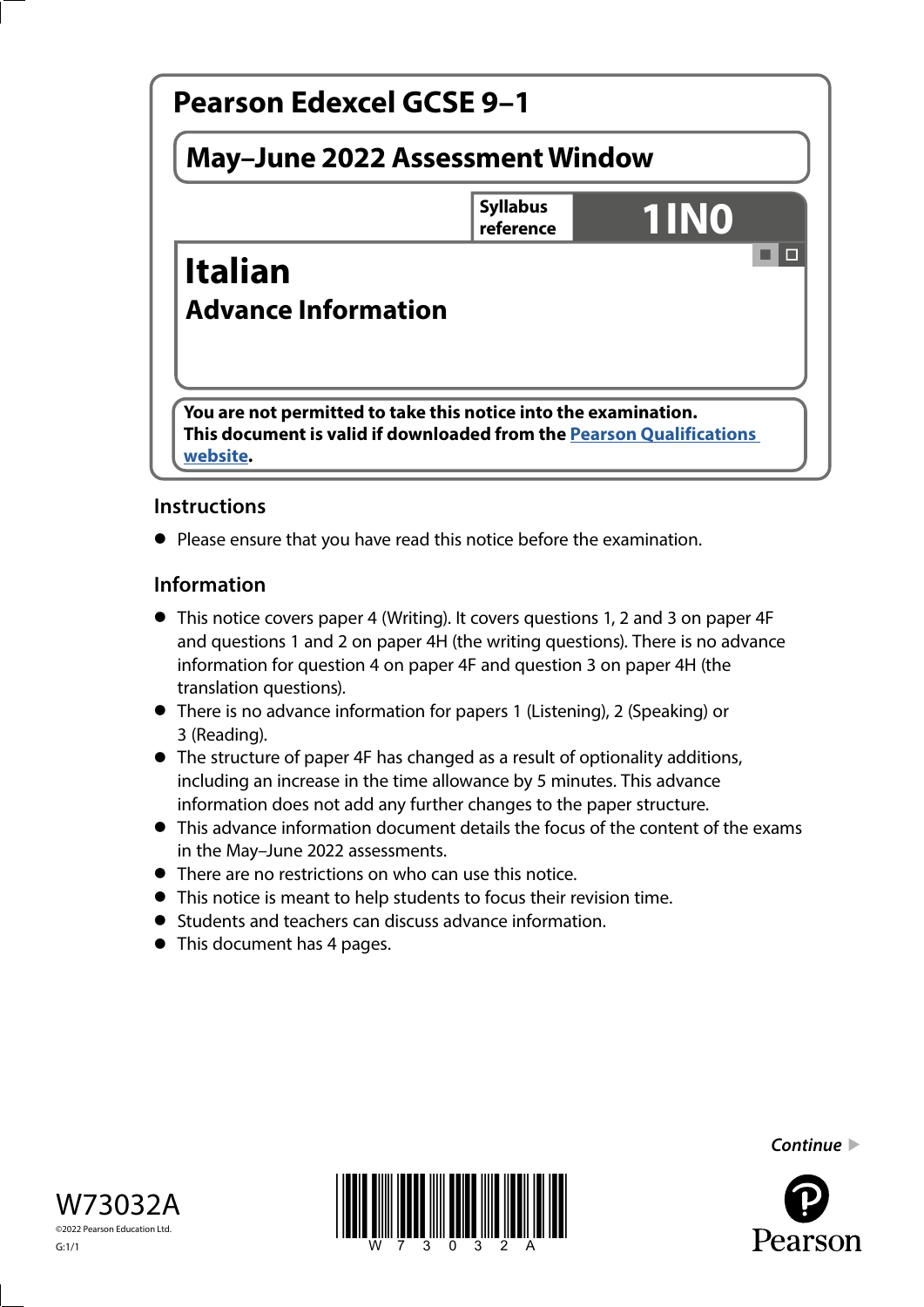# Pearson Edexcel GCSE 9–1

## May–June 2022 Assessment Window

**Syllabus reference** **1IN0**

# Italian
## Advance Information

**You are not permitted to take this notice into the examination.**
**This document is valid if downloaded from the Pearson Qualifications website.**

### Instructions

- Please ensure that you have read this notice before the examination.

### Information

- This notice covers paper 4 (Writing). It covers questions 1, 2 and 3 on paper 4F and questions 1 and 2 on paper 4H (the writing questions). There is no advance information for question 4 on paper 4F and question 3 on paper 4H (the translation questions).
- There is no advance information for papers 1 (Listening), 2 (Speaking) or 3 (Reading).
- The structure of paper 4F has changed as a result of optionality additions, including an increase in the time allowance by 5 minutes. This advance information does not add any further changes to the paper structure.
- This advance information document details the focus of the content of the exams in the May–June 2022 assessments.
- There are no restrictions on who can use this notice.
- This notice is meant to help students to focus their revision time.
- Students and teachers can discuss advance information.
- This document has 4 pages.

*Continue*

W73032A
©2022 Pearson Education Ltd.
G:1/1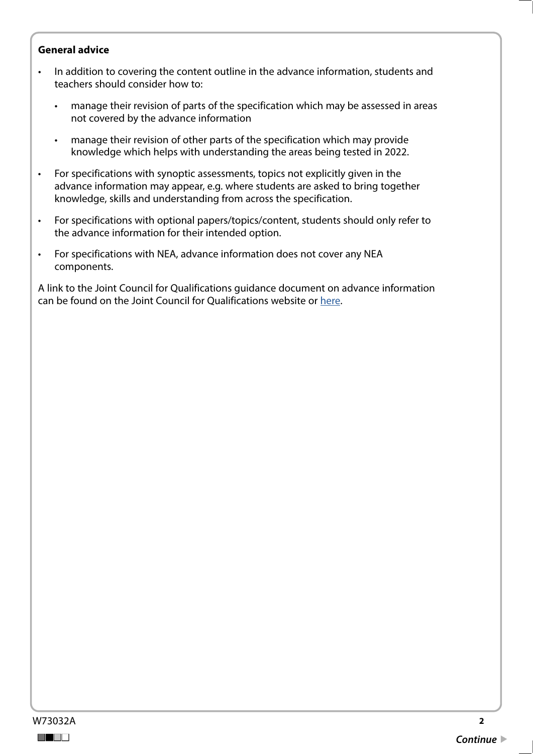**General advice**

- In addition to covering the content outline in the advance information, students and teachers should consider how to:
  - manage their revision of parts of the specification which may be assessed in areas not covered by the advance information
  - manage their revision of other parts of the specification which may provide knowledge which helps with understanding the areas being tested in 2022.
- For specifications with synoptic assessments, topics not explicitly given in the advance information may appear, e.g. where students are asked to bring together knowledge, skills and understanding from across the specification.
- For specifications with optional papers/topics/content, students should only refer to the advance information for their intended option.
- For specifications with NEA, advance information does not cover any NEA components.

A link to the Joint Council for Qualifications guidance document on advance information can be found on the Joint Council for Qualifications website or here.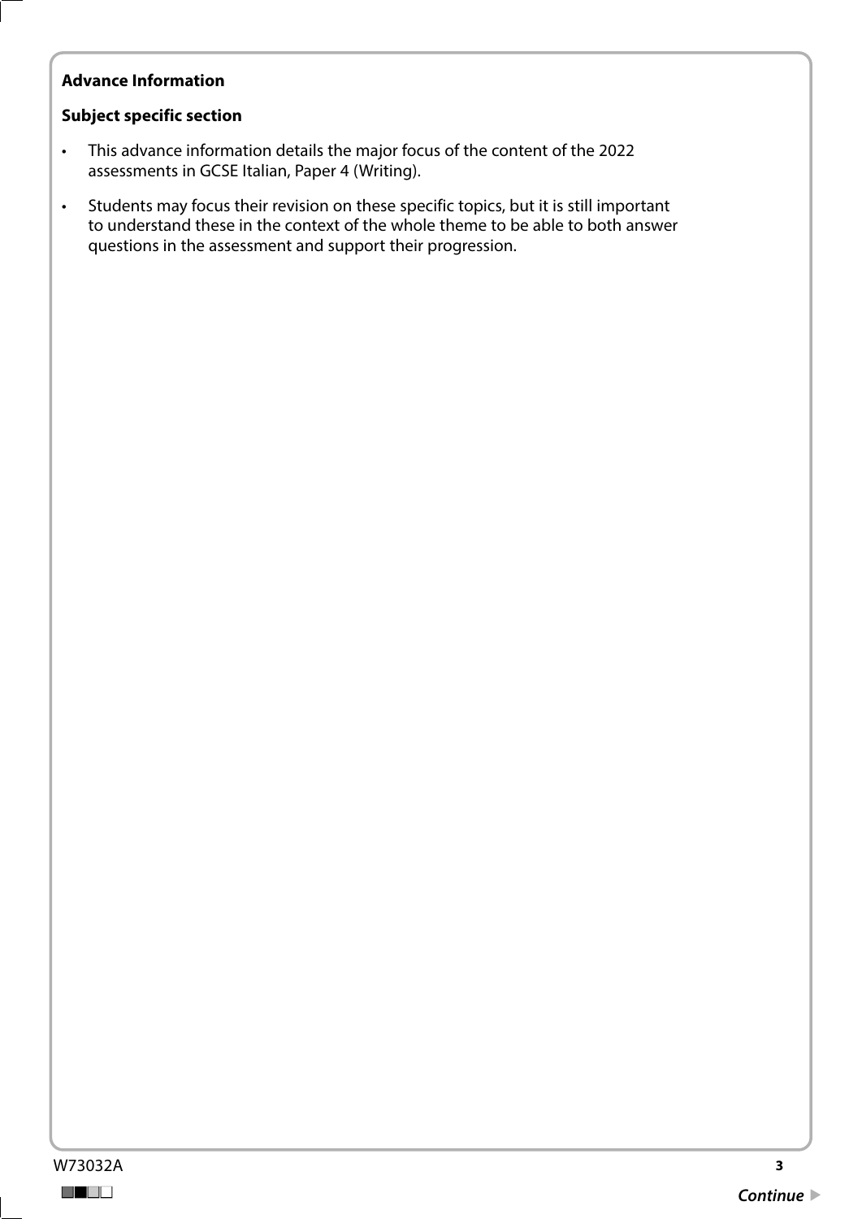**Advance Information**

**Subject specific section**

- This advance information details the major focus of the content of the 2022 assessments in GCSE Italian, Paper 4 (Writing).
- Students may focus their revision on these specific topics, but it is still important to understand these in the context of the whole theme to be able to both answer questions in the assessment and support their progression.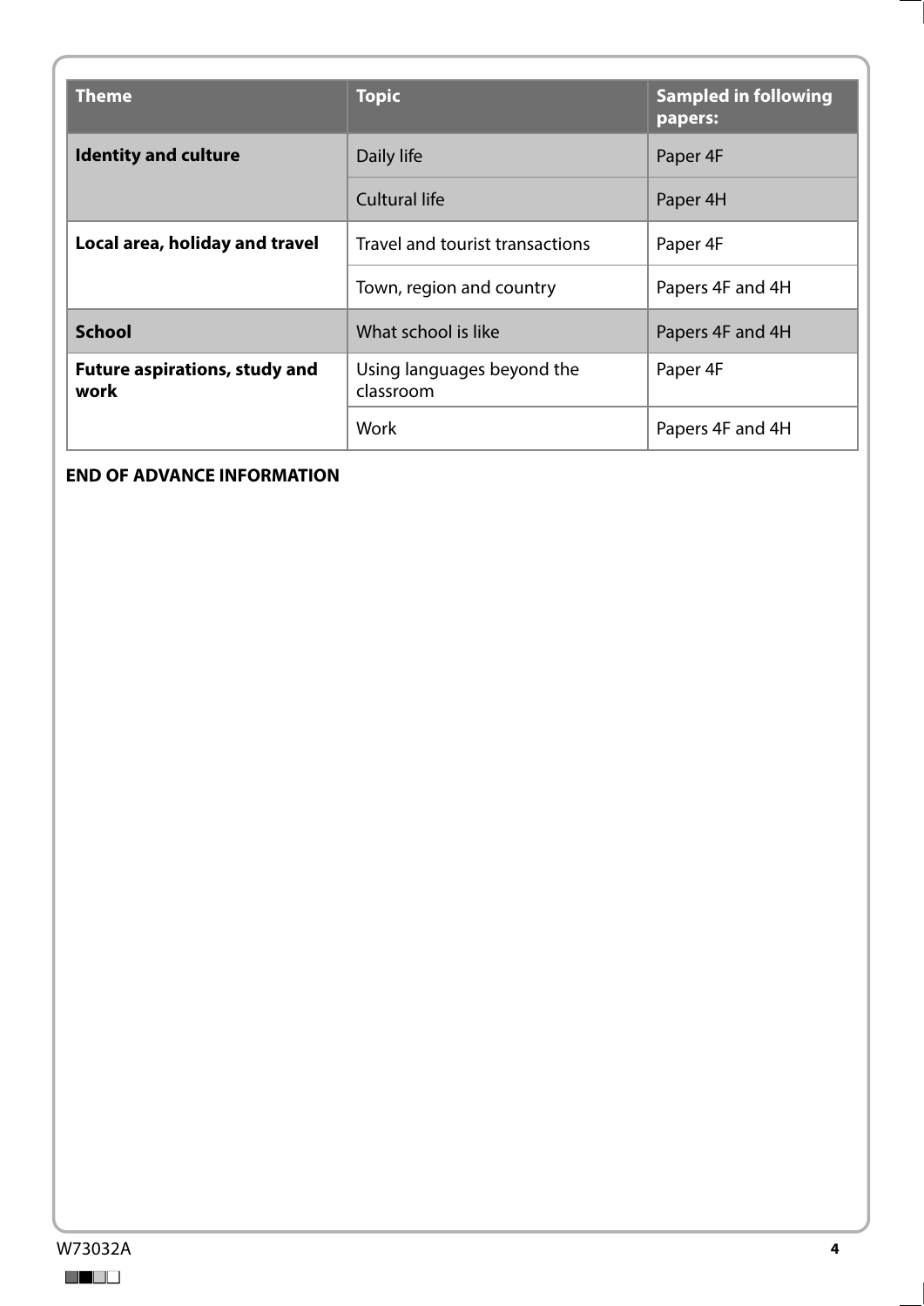| Theme | Topic | Sampled in following papers: |
|---|---|---|
| **Identity and culture** | Daily life | Paper 4F |
| | Cultural life | Paper 4H |
| **Local area, holiday and travel** | Travel and tourist transactions | Paper 4F |
| | Town, region and country | Papers 4F and 4H |
| **School** | What school is like | Papers 4F and 4H |
| **Future aspirations, study and work** | Using languages beyond the classroom | Paper 4F |
| | Work | Papers 4F and 4H |

**END OF ADVANCE INFORMATION**

W73032A